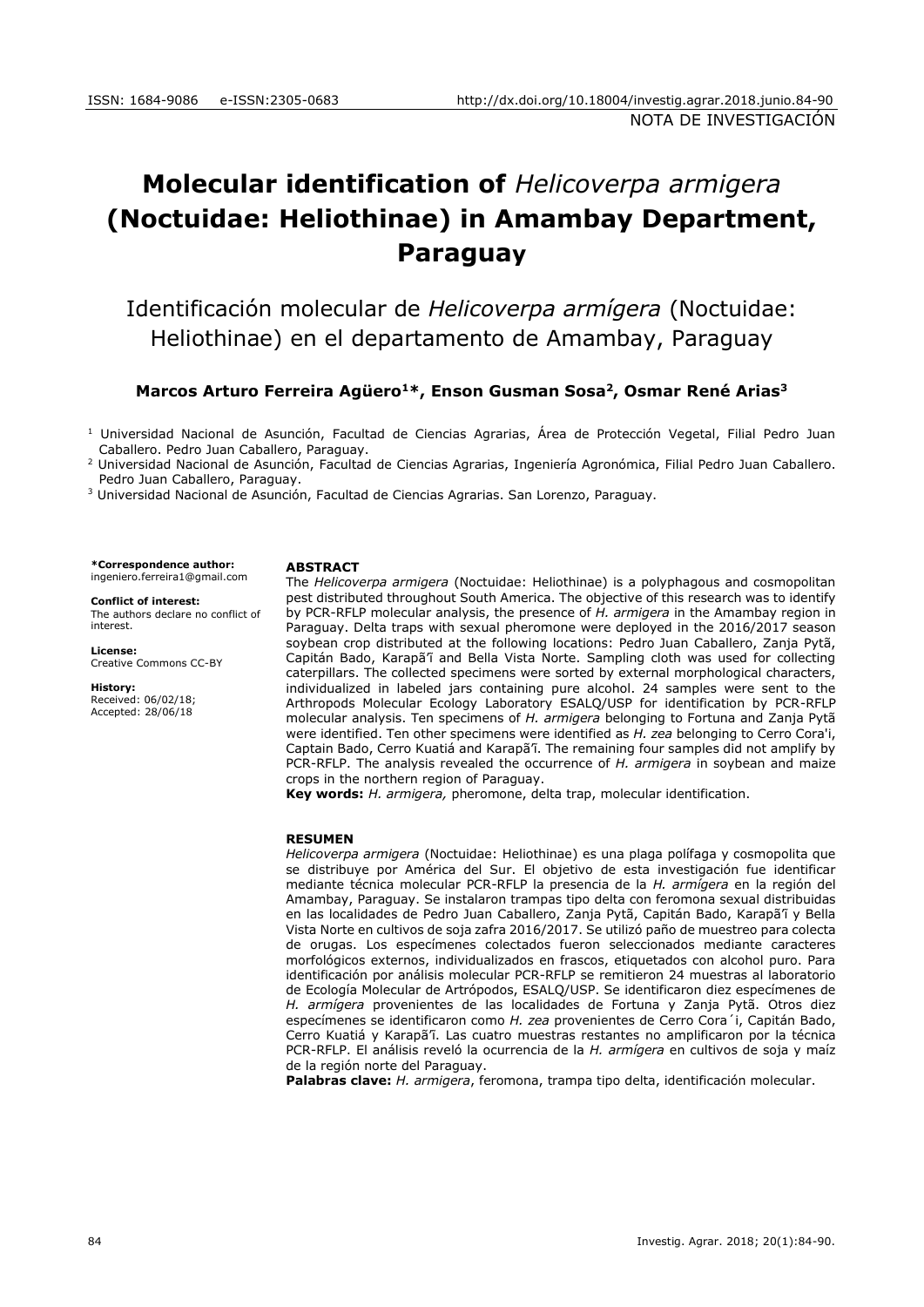ISSN: 1684-9086 e-ISSN:2305-0683 http://dx.doi.org/10.18004/investig.agrar.2018.junio.84-90

NOTA DE INVESTIGACIÓN

# Molecular identification of *Helicoverpa armigera* (Noctuidae: Heliothinae) in Amambay Department, Paraguay

## Identificación molecular de *Helicoverpa armígera* (Noctuidae: Heliothinae) en el departamento de Amambay, Paraguay

**Marcos Arturo Ferreira Agüero[1]\*, Enson Gusman Sosa[2], Osmar René Arias[3]**

[1] Universidad Nacional de Asunción, Facultad de Ciencias Agrarias, Área de Protección Vegetal, Filial Pedro Juan Caballero. Pedro Juan Caballero, Paraguay.
[2] Universidad Nacional de Asunción, Facultad de Ciencias Agrarias, Ingeniería Agronómica, Filial Pedro Juan Caballero. Pedro Juan Caballero, Paraguay.
[3] Universidad Nacional de Asunción, Facultad de Ciencias Agrarias. San Lorenzo, Paraguay.

**\*Correspondence author:**
ingeniero.ferreira1@gmail.com

**Conflict of interest:**
The authors declare no conflict of interest.

**License:**
Creative Commons CC-BY

**History:**
Received: 06/02/18;
Accepted: 28/06/18

**ABSTRACT**

The *Helicoverpa armigera* (Noctuidae: Heliothinae) is a polyphagous and cosmopolitan pest distributed throughout South America. The objective of this research was to identify by PCR-RFLP molecular analysis, the presence of *H. armigera* in the Amambay region in Paraguay. Delta traps with sexual pheromone were deployed in the 2016/2017 season soybean crop distributed at the following locations: Pedro Juan Caballero, Zanja Pytã, Capitán Bado, Karapã'ĩ and Bella Vista Norte. Sampling cloth was used for collecting caterpillars. The collected specimens were sorted by external morphological characters, individualized in labeled jars containing pure alcohol. 24 samples were sent to the Arthropods Molecular Ecology Laboratory ESALQ/USP for identification by PCR-RFLP molecular analysis. Ten specimens of *H. armigera* belonging to Fortuna and Zanja Pytã were identified. Ten other specimens were identified as *H. zea* belonging to Cerro Cora'i, Captain Bado, Cerro Kuatiá and Karapã'ĩ. The remaining four samples did not amplify by PCR-RFLP. The analysis revealed the occurrence of *H. armigera* in soybean and maize crops in the northern region of Paraguay.

**Key words:** *H. armigera,* pheromone, delta trap, molecular identification.

**RESUMEN**

*Helicoverpa armigera* (Noctuidae: Heliothinae) es una plaga polífaga y cosmopolita que se distribuye por América del Sur. El objetivo de esta investigación fue identificar mediante técnica molecular PCR-RFLP la presencia de la *H. armígera* en la región del Amambay, Paraguay. Se instalaron trampas tipo delta con feromona sexual distribuidas en las localidades de Pedro Juan Caballero, Zanja Pytã, Capitán Bado, Karapã'ĩ y Bella Vista Norte en cultivos de soja zafra 2016/2017. Se utilizó paño de muestreo para colecta de orugas. Los especímenes colectados fueron seleccionados mediante caracteres morfológicos externos, individualizados en frascos, etiquetados con alcohol puro. Para identificación por análisis molecular PCR-RFLP se remitieron 24 muestras al laboratorio de Ecología Molecular de Artrópodos, ESALQ/USP. Se identificaron diez especímenes de *H. armígera* provenientes de las localidades de Fortuna y Zanja Pytã. Otros diez especímenes se identificaron como *H. zea* provenientes de Cerro Cora´i, Capitán Bado, Cerro Kuatiá y Karapã'ĩ. Las cuatro muestras restantes no amplificaron por la técnica PCR-RFLP. El análisis reveló la ocurrencia de la *H. armígera* en cultivos de soja y maíz de la región norte del Paraguay.

**Palabras clave:** *H. armigera*, feromona, trampa tipo delta, identificación molecular.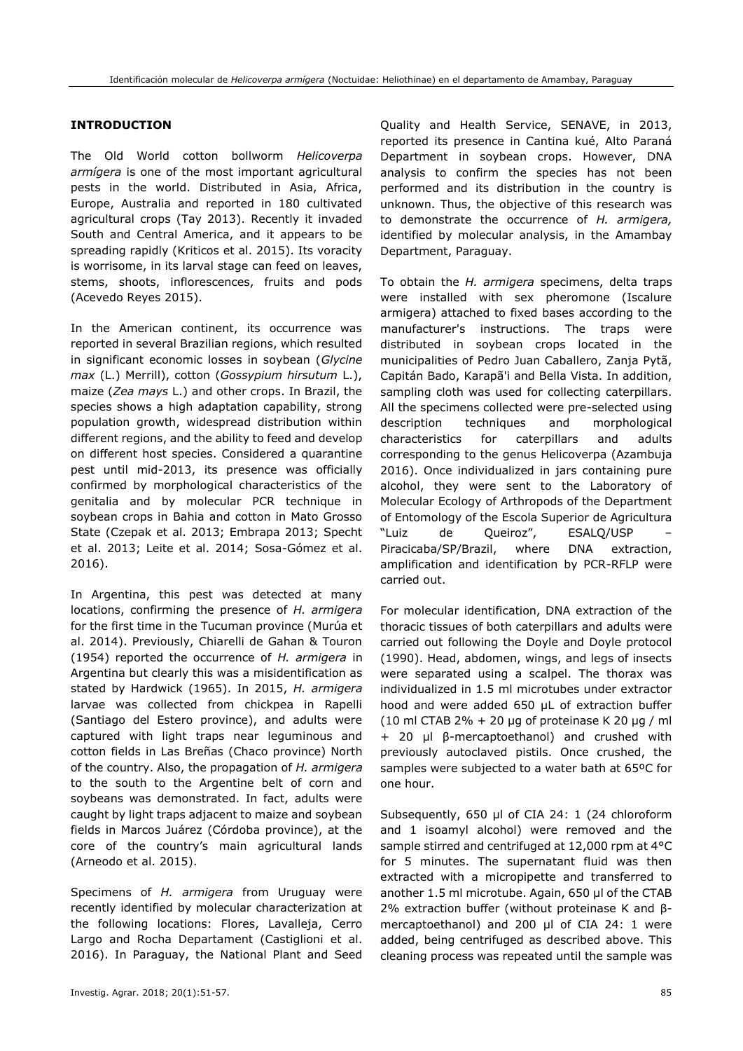## INTRODUCTION

The Old World cotton bollworm *Helicoverpa armígera* is one of the most important agricultural pests in the world. Distributed in Asia, Africa, Europe, Australia and reported in 180 cultivated agricultural crops (Tay 2013). Recently it invaded South and Central America, and it appears to be spreading rapidly (Kriticos et al. 2015). Its voracity is worrisome, in its larval stage can feed on leaves, stems, shoots, inflorescences, fruits and pods (Acevedo Reyes 2015).

In the American continent, its occurrence was reported in several Brazilian regions, which resulted in significant economic losses in soybean (*Glycine max* (L.) Merrill), cotton (*Gossypium hirsutum* L.), maize (*Zea mays* L.) and other crops. In Brazil, the species shows a high adaptation capability, strong population growth, widespread distribution within different regions, and the ability to feed and develop on different host species. Considered a quarantine pest until mid-2013, its presence was officially confirmed by morphological characteristics of the genitalia and by molecular PCR technique in soybean crops in Bahia and cotton in Mato Grosso State (Czepak et al. 2013; Embrapa 2013; Specht et al. 2013; Leite et al. 2014; Sosa-Gómez et al. 2016).

In Argentina, this pest was detected at many locations, confirming the presence of *H. armigera* for the first time in the Tucuman province (Murúa et al. 2014). Previously, Chiarelli de Gahan & Touron (1954) reported the occurrence of *H. armigera* in Argentina but clearly this was a misidentification as stated by Hardwick (1965). In 2015, *H. armigera* larvae was collected from chickpea in Rapelli (Santiago del Estero province), and adults were captured with light traps near leguminous and cotton fields in Las Breñas (Chaco province) North of the country. Also, the propagation of *H. armigera* to the south to the Argentine belt of corn and soybeans was demonstrated. In fact, adults were caught by light traps adjacent to maize and soybean fields in Marcos Juárez (Córdoba province), at the core of the country's main agricultural lands (Arneodo et al. 2015).

Specimens of *H. armigera* from Uruguay were recently identified by molecular characterization at the following locations: Flores, Lavalleja, Cerro Largo and Rocha Departament (Castiglioni et al. 2016). In Paraguay, the National Plant and Seed Quality and Health Service, SENAVE, in 2013, reported its presence in Cantina kué, Alto Paraná Department in soybean crops. However, DNA analysis to confirm the species has not been performed and its distribution in the country is unknown. Thus, the objective of this research was to demonstrate the occurrence of *H. armigera,* identified by molecular analysis, in the Amambay Department, Paraguay.

To obtain the *H. armigera* specimens, delta traps were installed with sex pheromone (Iscalure armigera) attached to fixed bases according to the manufacturer's instructions. The traps were distributed in soybean crops located in the municipalities of Pedro Juan Caballero, Zanja Pytã, Capitán Bado, Karapã'i and Bella Vista. In addition, sampling cloth was used for collecting caterpillars. All the specimens collected were pre-selected using description techniques and morphological characteristics for caterpillars and adults corresponding to the genus Helicoverpa (Azambuja 2016). Once individualized in jars containing pure alcohol, they were sent to the Laboratory of Molecular Ecology of Arthropods of the Department of Entomology of the Escola Superior de Agricultura "Luiz de Queiroz", ESALQ/USP – Piracicaba/SP/Brazil, where DNA extraction, amplification and identification by PCR-RFLP were carried out.

For molecular identification, DNA extraction of the thoracic tissues of both caterpillars and adults were carried out following the Doyle and Doyle protocol (1990). Head, abdomen, wings, and legs of insects were separated using a scalpel. The thorax was individualized in 1.5 ml microtubes under extractor hood and were added 650 µL of extraction buffer (10 ml CTAB 2% + 20 µg of proteinase K 20 µg / ml + 20 µl β-mercaptoethanol) and crushed with previously autoclaved pistils. Once crushed, the samples were subjected to a water bath at 65ºC for one hour.

Subsequently, 650 µl of CIA 24: 1 (24 chloroform and 1 isoamyl alcohol) were removed and the sample stirred and centrifuged at 12,000 rpm at 4°C for 5 minutes. The supernatant fluid was then extracted with a micropipette and transferred to another 1.5 ml microtube. Again, 650 µl of the CTAB 2% extraction buffer (without proteinase K and β-mercaptoethanol) and 200 µl of CIA 24: 1 were added, being centrifuged as described above. This cleaning process was repeated until the sample was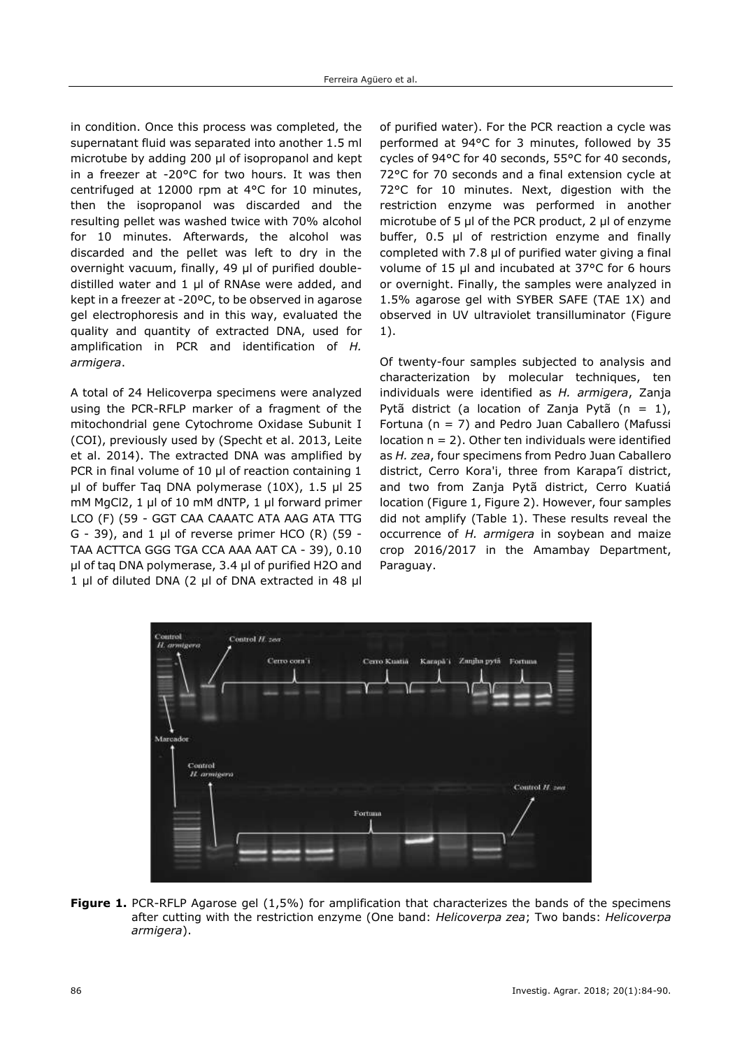in condition. Once this process was completed, the supernatant fluid was separated into another 1.5 ml microtube by adding 200 µl of isopropanol and kept in a freezer at -20°C for two hours. It was then centrifuged at 12000 rpm at 4°C for 10 minutes, then the isopropanol was discarded and the resulting pellet was washed twice with 70% alcohol for 10 minutes. Afterwards, the alcohol was discarded and the pellet was left to dry in the overnight vacuum, finally, 49 µl of purified double-distilled water and 1 µl of RNAse were added, and kept in a freezer at -20ºC, to be observed in agarose gel electrophoresis and in this way, evaluated the quality and quantity of extracted DNA, used for amplification in PCR and identification of *H. armigera*.

A total of 24 Helicoverpa specimens were analyzed using the PCR-RFLP marker of a fragment of the mitochondrial gene Cytochrome Oxidase Subunit I (COI), previously used by (Specht et al. 2013, Leite et al. 2014). The extracted DNA was amplified by PCR in final volume of 10 µl of reaction containing 1 µl of buffer Taq DNA polymerase (10X), 1.5 µl 25 mM $MgCl_2$, 1 µl of 10 mM dNTP, 1 µl forward primer LCO (F) (59 - GGT CAA CAAATC ATA AAG ATA TTG G - 39), and 1 µl of reverse primer HCO (R) (59 - TAA ACTTCA GGG TGA CCA AAA AAT CA - 39), 0.10 µl of taq DNA polymerase, 3.4 µl of purified $H_2O$ and 1 µl of diluted DNA (2 µl of DNA extracted in 48 µl of purified water). For the PCR reaction a cycle was performed at 94°C for 3 minutes, followed by 35 cycles of 94°C for 40 seconds, 55°C for 40 seconds, 72°C for 70 seconds and a final extension cycle at 72°C for 10 minutes. Next, digestion with the restriction enzyme was performed in another microtube of 5 µl of the PCR product, 2 µl of enzyme buffer, 0.5 µl of restriction enzyme and finally completed with 7.8 µl of purified water giving a final volume of 15 µl and incubated at 37°C for 6 hours or overnight. Finally, the samples were analyzed in 1.5% agarose gel with SYBER SAFE (TAE 1X) and observed in UV ultraviolet transilluminator (Figure 1).

Of twenty-four samples subjected to analysis and characterization by molecular techniques, ten individuals were identified as *H. armigera*, Zanja Pytã district (a location of Zanja Pytã (n = 1), Fortuna (n = 7) and Pedro Juan Caballero (Mafussi location n = 2). Other ten individuals were identified as *H. zea*, four specimens from Pedro Juan Caballero district, Cerro Kora'i, three from Karapa'í district, and two from Zanja Pytã district, Cerro Kuatiá location (Figure 1, Figure 2). However, four samples did not amplify (Table 1). These results reveal the occurrence of *H. armigera* in soybean and maize crop 2016/2017 in the Amambay Department, Paraguay.

**Figure 1.** PCR-RFLP Agarose gel (1,5%) for amplification that characterizes the bands of the specimens after cutting with the restriction enzyme (One band: *Helicoverpa zea*; Two bands: *Helicoverpa armigera*).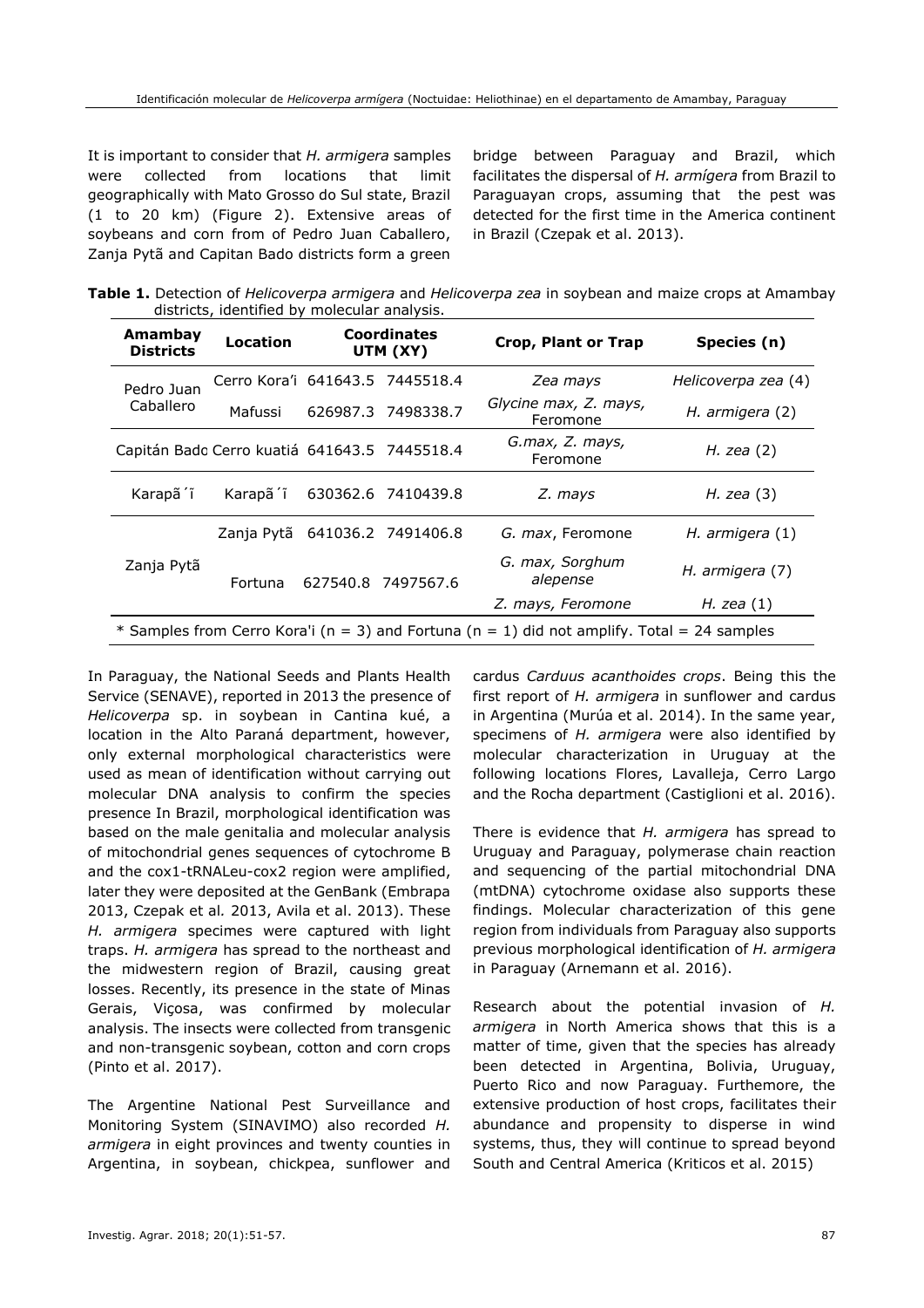It is important to consider that *H. armigera* samples were collected from locations that limit geographically with Mato Grosso do Sul state, Brazil (1 to 20 km) (Figure 2). Extensive areas of soybeans and corn from of Pedro Juan Caballero, Zanja Pytã and Capitan Bado districts form a green bridge between Paraguay and Brazil, which facilitates the dispersal of *H. armígera* from Brazil to Paraguayan crops, assuming that the pest was detected for the first time in the America continent in Brazil (Czepak et al. 2013).

**Table 1.** Detection of *Helicoverpa armigera* and *Helicoverpa zea* in soybean and maize crops at Amambay districts, identified by molecular analysis.

| Amambay Districts | Location | Coordinates UTM (XY) | | Crop, Plant or Trap | Species (n) |
|---|---|---|---|---|---|
| Pedro Juan Caballero | Cerro Kora'i | 641643.5 | 7445518.4 | *Zea mays* | *Helicoverpa zea* (4) |
| | Mafussi | 626987.3 | 7498338.7 | *Glycine max, Z. mays*, Feromone | *H. armigera* (2) |
| Capitán Bado | Cerro kuatiá | 641643.5 | 7445518.4 | *G.max, Z. mays*, Feromone | *H. zea* (2) |
| Karapã´ĩ | Karapã´ĩ | 630362.6 | 7410439.8 | *Z. mays* | *H. zea* (3) |
| Zanja Pytã | Zanja Pytã | 641036.2 | 7491406.8 | *G. max*, Feromone | *H. armigera* (1) |
| | Fortuna | 627540.8 | 7497567.6 | *G. max, Sorghum alepense* | *H. armigera* (7) |
| | | | | *Z. mays*, Feromone | *H. zea* (1) |

\* Samples from Cerro Kora'i (n = 3) and Fortuna (n = 1) did not amplify. Total = 24 samples

In Paraguay, the National Seeds and Plants Health Service (SENAVE), reported in 2013 the presence of *Helicoverpa* sp. in soybean in Cantina kué, a location in the Alto Paraná department, however, only external morphological characteristics were used as mean of identification without carrying out molecular DNA analysis to confirm the species presence In Brazil, morphological identification was based on the male genitalia and molecular analysis of mitochondrial genes sequences of cytochrome B and the cox1-tRNALeu-cox2 region were amplified, later they were deposited at the GenBank (Embrapa 2013, Czepak et al*.* 2013, Avila et al. 2013). These *H. armigera* specimes were captured with light traps. *H. armigera* has spread to the northeast and the midwestern region of Brazil, causing great losses. Recently, its presence in the state of Minas Gerais, Viçosa, was confirmed by molecular analysis. The insects were collected from transgenic and non-transgenic soybean, cotton and corn crops (Pinto et al. 2017).

The Argentine National Pest Surveillance and Monitoring System (SINAVIMO) also recorded *H. armigera* in eight provinces and twenty counties in Argentina, in soybean, chickpea, sunflower and cardus *Carduus acanthoides crops*. Being this the first report of *H. armigera* in sunflower and cardus in Argentina (Murúa et al. 2014). In the same year, specimens of *H. armigera* were also identified by molecular characterization in Uruguay at the following locations Flores, Lavalleja, Cerro Largo and the Rocha department (Castiglioni et al. 2016).

There is evidence that *H. armigera* has spread to Uruguay and Paraguay, polymerase chain reaction and sequencing of the partial mitochondrial DNA (mtDNA) cytochrome oxidase also supports these findings. Molecular characterization of this gene region from individuals from Paraguay also supports previous morphological identification of *H. armigera* in Paraguay (Arnemann et al. 2016).

Research about the potential invasion of *H. armigera* in North America shows that this is a matter of time, given that the species has already been detected in Argentina, Bolivia, Uruguay, Puerto Rico and now Paraguay. Furthermore, the extensive production of host crops, facilitates their abundance and propensity to disperse in wind systems, thus, they will continue to spread beyond South and Central America (Kriticos et al. 2015)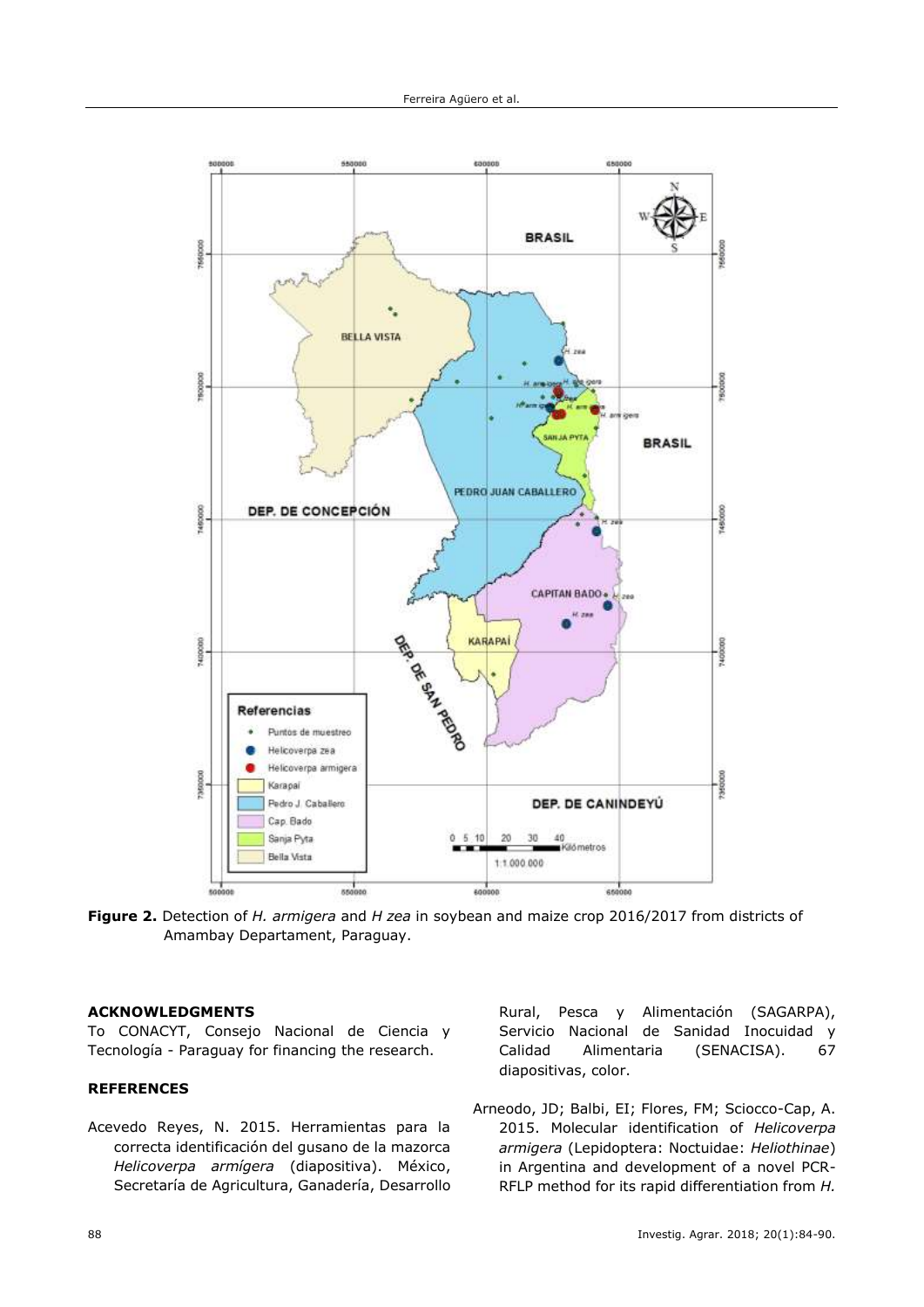**Figure 2.** Detection of *H. armigera* and *H zea* in soybean and maize crop 2016/2017 from districts of Amambay Departament, Paraguay.

## ACKNOWLEDGMENTS

To CONACYT, Consejo Nacional de Ciencia y Tecnología - Paraguay for financing the research.

## REFERENCES

Acevedo Reyes, N. 2015. Herramientas para la correcta identificación del gusano de la mazorca *Helicoverpa armígera* (diapositiva). México, Secretaría de Agricultura, Ganadería, Desarrollo Rural, Pesca y Alimentación (SAGARPA), Servicio Nacional de Sanidad Inocuidad y Calidad Alimentaria (SENACISA). 67 diapositivas, color.

Arneodo, JD; Balbi, EI; Flores, FM; Sciocco-Cap, A. 2015. Molecular identification of *Helicoverpa armigera* (Lepidoptera: Noctuidae: *Heliothinae*) in Argentina and development of a novel PCR-RFLP method for its rapid differentiation from *H.*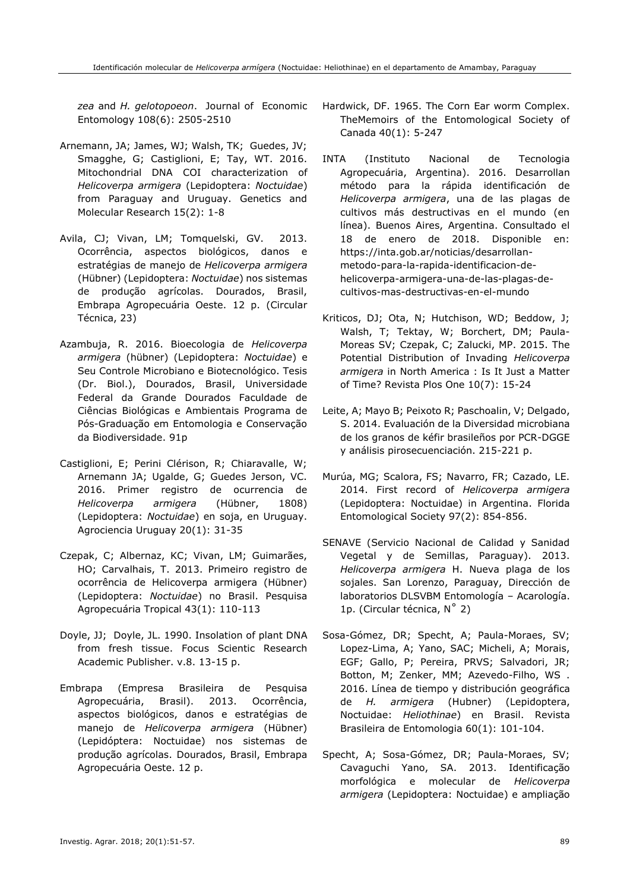*zea* and *H. gelotopoeon*. Journal of Economic Entomology 108(6): 2505-2510

Arnemann, JA; James, WJ; Walsh, TK; Guedes, JV; Smagghe, G; Castiglioni, E; Tay, WT. 2016. Mitochondrial DNA COI characterization of *Helicoverpa armigera* (Lepidoptera: *Noctuidae*) from Paraguay and Uruguay. Genetics and Molecular Research 15(2): 1-8

Avila, CJ; Vivan, LM; Tomquelski, GV. 2013. Ocorrência, aspectos biológicos, danos e estratégias de manejo de *Helicoverpa armigera* (Hübner) (Lepidoptera: *Noctuidae*) nos sistemas de produção agrícolas. Dourados, Brasil, Embrapa Agropecuária Oeste. 12 p. (Circular Técnica, 23)

Azambuja, R. 2016. Bioecologia de *Helicoverpa armigera* (hübner) (Lepidoptera: *Noctuidae*) e Seu Controle Microbiano e Biotecnológico. Tesis (Dr. Biol.), Dourados, Brasil, Universidade Federal da Grande Dourados Faculdade de Ciências Biológicas e Ambientais Programa de Pós-Graduação em Entomologia e Conservação da Biodiversidade. 91p

Castiglioni, E; Perini Clérison, R; Chiaravalle, W; Arnemann JA; Ugalde, G; Guedes Jerson, VC. 2016. Primer registro de ocurrencia de *Helicoverpa armigera* (Hübner, 1808) (Lepidoptera: *Noctuidae*) en soja, en Uruguay. Agrociencia Uruguay 20(1): 31-35

Czepak, C; Albernaz, KC; Vivan, LM; Guimarães, HO; Carvalhais, T. 2013. Primeiro registro de ocorrência de Helicoverpa armigera (Hübner) (Lepidoptera: *Noctuidae*) no Brasil. Pesquisa Agropecuária Tropical 43(1): 110-113

Doyle, JJ; Doyle, JL. 1990. Insolation of plant DNA from fresh tissue. Focus Scientic Research Academic Publisher. v.8. 13-15 p.

Embrapa (Empresa Brasileira de Pesquisa Agropecuária, Brasil). 2013. Ocorrência, aspectos biológicos, danos e estratégias de manejo de *Helicoverpa armigera* (Hübner) (Lepidóptera: Noctuidae) nos sistemas de produção agrícolas. Dourados, Brasil, Embrapa Agropecuária Oeste. 12 p.

Hardwick, DF. 1965. The Corn Ear worm Complex. TheMemoirs of the Entomological Society of Canada 40(1): 5-247

INTA (Instituto Nacional de Tecnologia Agropecuária, Argentina). 2016. Desarrollan método para la rápida identificación de *Helicoverpa armigera*, una de las plagas de cultivos más destructivas en el mundo (en línea). Buenos Aires, Argentina. Consultado el 18 de enero de 2018. Disponible en: https://inta.gob.ar/noticias/desarrollan-metodo-para-la-rapida-identificacion-de-helicoverpa-armigera-una-de-las-plagas-de-cultivos-mas-destructivas-en-el-mundo

Kriticos, DJ; Ota, N; Hutchison, WD; Beddow, J; Walsh, T; Tektay, W; Borchert, DM; Paula-Moreas SV; Czepak, C; Zalucki, MP. 2015. The Potential Distribution of Invading *Helicoverpa armigera* in North America : Is It Just a Matter of Time? Revista Plos One 10(7): 15-24

Leite, A; Mayo B; Peixoto R; Paschoalin, V; Delgado, S. 2014. Evaluación de la Diversidad microbiana de los granos de kéfir brasileños por PCR-DGGE y análisis pirosecuenciación. 215-221 p.

Murúa, MG; Scalora, FS; Navarro, FR; Cazado, LE. 2014. First record of *Helicoverpa armigera* (Lepidoptera: Noctuidae) in Argentina. Florida Entomological Society 97(2): 854-856.

SENAVE (Servicio Nacional de Calidad y Sanidad Vegetal y de Semillas, Paraguay). 2013. *Helicoverpa armigera* H. Nueva plaga de los sojales. San Lorenzo, Paraguay, Dirección de laboratorios DLSVBM Entomología – Acarología. 1p. (Circular técnica, N° 2)

Sosa-Gómez, DR; Specht, A; Paula-Moraes, SV; Lopez-Lima, A; Yano, SAC; Micheli, A; Morais, EGF; Gallo, P; Pereira, PRVS; Salvadori, JR; Botton, M; Zenker, MM; Azevedo-Filho, WS . 2016. Línea de tiempo y distribución geográfica de *H. armigera* (Hubner) (Lepidoptera, Noctuidae: *Heliothinae*) en Brasil. Revista Brasileira de Entomologia 60(1): 101-104.

Specht, A; Sosa-Gómez, DR; Paula-Moraes, SV; Cavaguchi Yano, SA. 2013. Identificação morfológica e molecular de *Helicoverpa armigera* (Lepidoptera: Noctuidae) e ampliação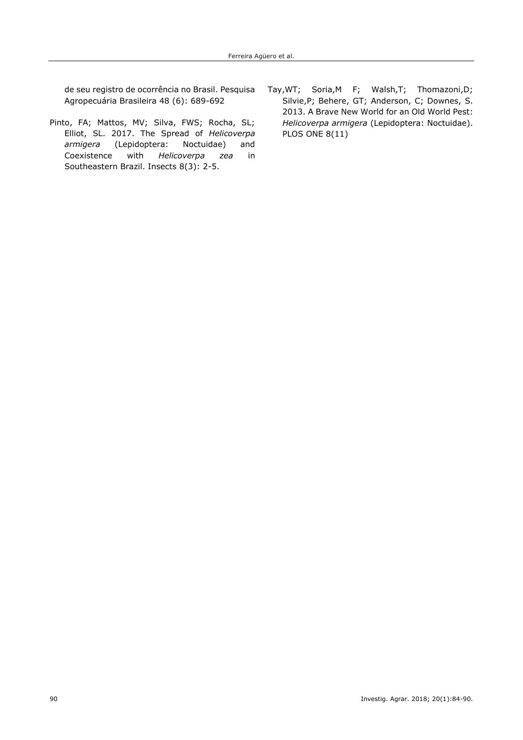de seu registro de ocorrência no Brasil. Pesquisa Agropecuária Brasileira 48 (6): 689-692

Pinto, FA; Mattos, MV; Silva, FWS; Rocha, SL; Elliot, SL. 2017. The Spread of *Helicoverpa armigera* (Lepidoptera: Noctuidae) and Coexistence with *Helicoverpa zea* in Southeastern Brazil. Insects 8(3): 2-5.

Tay,WT; Soria,M F; Walsh,T; Thomazoni,D; Silvie,P; Behere, GT; Anderson, C; Downes, S. 2013. A Brave New World for an Old World Pest: *Helicoverpa armigera* (Lepidoptera: Noctuidae). PLOS ONE 8(11)